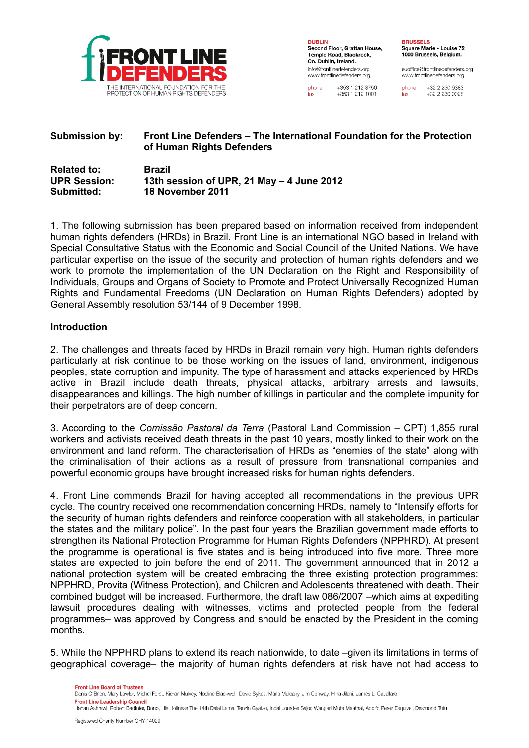| | |
|---|---|
| **Submission by:** | **Front Line Defenders – The International Foundation for the Protection of Human Rights Defenders** |
| **Related to:** | **Brazil** |
| **UPR Session:** | **13th session of UPR, 21 May – 4 June 2012** |
| **Submitted:** | **18 November 2011** |

1. The following submission has been prepared based on information received from independent human rights defenders (HRDs) in Brazil. Front Line is an international NGO based in Ireland with Special Consultative Status with the Economic and Social Council of the United Nations. We have particular expertise on the issue of the security and protection of human rights defenders and we work to promote the implementation of the UN Declaration on the Right and Responsibility of Individuals, Groups and Organs of Society to Promote and Protect Universally Recognized Human Rights and Fundamental Freedoms (UN Declaration on Human Rights Defenders) adopted by General Assembly resolution 53/144 of 9 December 1998.

## Introduction

2. The challenges and threats faced by HRDs in Brazil remain very high. Human rights defenders particularly at risk continue to be those working on the issues of land, environment, indigenous peoples, state corruption and impunity. The type of harassment and attacks experienced by HRDs active in Brazil include death threats, physical attacks, arbitrary arrests and lawsuits, disappearances and killings. The high number of killings in particular and the complete impunity for their perpetrators are of deep concern.

3. According to the *Comissão Pastoral da Terra* (Pastoral Land Commission – CPT) 1,855 rural workers and activists received death threats in the past 10 years, mostly linked to their work on the environment and land reform. The characterisation of HRDs as "enemies of the state" along with the criminalisation of their actions as a result of pressure from transnational companies and powerful economic groups have brought increased risks for human rights defenders.

4. Front Line commends Brazil for having accepted all recommendations in the previous UPR cycle. The country received one recommendation concerning HRDs, namely to "Intensify efforts for the security of human rights defenders and reinforce cooperation with all stakeholders, in particular the states and the military police". In the past four years the Brazilian government made efforts to strengthen its National Protection Programme for Human Rights Defenders (NPPHRD). At present the programme is operational is five states and is being introduced into five more. Three more states are expected to join before the end of 2011. The government announced that in 2012 a national protection system will be created embracing the three existing protection programmes: NPPHRD, Provita (Witness Protection), and Children and Adolescents threatened with death. Their combined budget will be increased. Furthermore, the draft law 086/2007 –which aims at expediting lawsuit procedures dealing with witnesses, victims and protected people from the federal programmes– was approved by Congress and should be enacted by the President in the coming months.

5. While the NPPHRD plans to extend its reach nationwide, to date –given its limitations in terms of geographical coverage– the majority of human rights defenders at risk have not had access to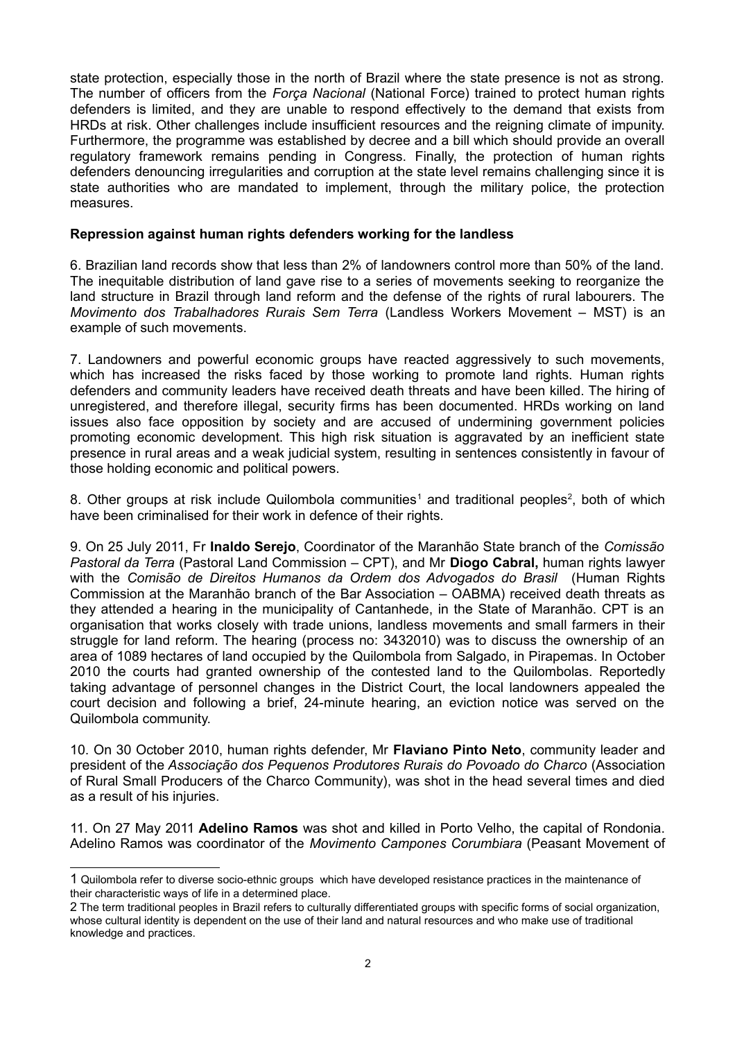state protection, especially those in the north of Brazil where the state presence is not as strong. The number of officers from the *Força Nacional* (National Force) trained to protect human rights defenders is limited, and they are unable to respond effectively to the demand that exists from HRDs at risk. Other challenges include insufficient resources and the reigning climate of impunity. Furthermore, the programme was established by decree and a bill which should provide an overall regulatory framework remains pending in Congress. Finally, the protection of human rights defenders denouncing irregularities and corruption at the state level remains challenging since it is state authorities who are mandated to implement, through the military police, the protection measures.

**Repression against human rights defenders working for the landless**

6. Brazilian land records show that less than 2% of landowners control more than 50% of the land. The inequitable distribution of land gave rise to a series of movements seeking to reorganize the land structure in Brazil through land reform and the defense of the rights of rural labourers. The *Movimento dos Trabalhadores Rurais Sem Terra* (Landless Workers Movement – MST) is an example of such movements.

7. Landowners and powerful economic groups have reacted aggressively to such movements, which has increased the risks faced by those working to promote land rights. Human rights defenders and community leaders have received death threats and have been killed. The hiring of unregistered, and therefore illegal, security firms has been documented. HRDs working on land issues also face opposition by society and are accused of undermining government policies promoting economic development. This high risk situation is aggravated by an inefficient state presence in rural areas and a weak judicial system, resulting in sentences consistently in favour of those holding economic and political powers.

8. Other groups at risk include Quilombola communities[1] and traditional peoples[2], both of which have been criminalised for their work in defence of their rights.

9. On 25 July 2011, Fr **Inaldo Serejo**, Coordinator of the Maranhão State branch of the *Comissão Pastoral da Terra* (Pastoral Land Commission – CPT), and Mr **Diogo Cabral,** human rights lawyer with the *Comisão de Direitos Humanos da Ordem dos Advogados do Brasil* (Human Rights Commission at the Maranhão branch of the Bar Association – OABMA) received death threats as they attended a hearing in the municipality of Cantanhede, in the State of Maranhão. CPT is an organisation that works closely with trade unions, landless movements and small farmers in their struggle for land reform. The hearing (process no: 3432010) was to discuss the ownership of an area of 1089 hectares of land occupied by the Quilombola from Salgado, in Pirapemas. In October 2010 the courts had granted ownership of the contested land to the Quilombolas. Reportedly taking advantage of personnel changes in the District Court, the local landowners appealed the court decision and following a brief, 24-minute hearing, an eviction notice was served on the Quilombola community.

10. On 30 October 2010, human rights defender, Mr **Flaviano Pinto Neto**, community leader and president of the *Associação dos Pequenos Produtores Rurais do Povoado do Charco* (Association of Rural Small Producers of the Charco Community), was shot in the head several times and died as a result of his injuries.

11. On 27 May 2011 **Adelino Ramos** was shot and killed in Porto Velho, the capital of Rondonia. Adelino Ramos was coordinator of the *Movimento Campones Corumbiara* (Peasant Movement of

---

1 Quilombola refer to diverse socio-ethnic groups which have developed resistance practices in the maintenance of their characteristic ways of life in a determined place.

2 The term traditional peoples in Brazil refers to culturally differentiated groups with specific forms of social organization, whose cultural identity is dependent on the use of their land and natural resources and who make use of traditional knowledge and practices.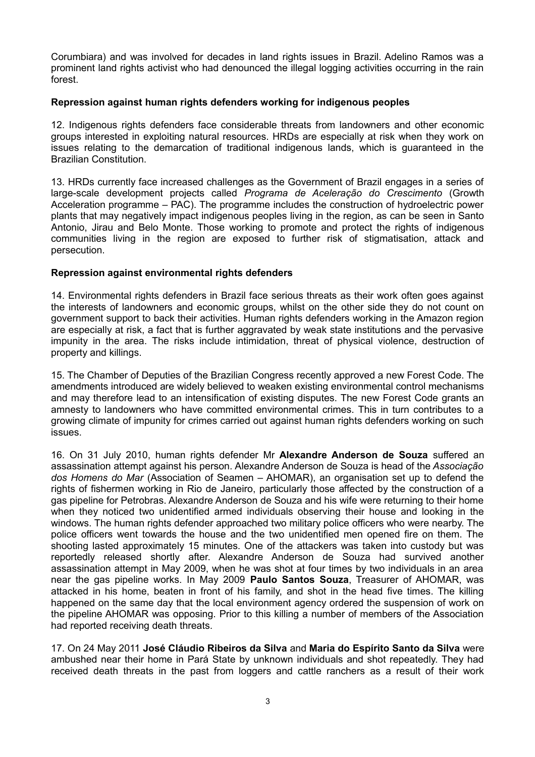Corumbiara) and was involved for decades in land rights issues in Brazil. Adelino Ramos was a prominent land rights activist who had denounced the illegal logging activities occurring in the rain forest.

**Repression against human rights defenders working for indigenous peoples**

12. Indigenous rights defenders face considerable threats from landowners and other economic groups interested in exploiting natural resources. HRDs are especially at risk when they work on issues relating to the demarcation of traditional indigenous lands, which is guaranteed in the Brazilian Constitution.

13. HRDs currently face increased challenges as the Government of Brazil engages in a series of large-scale development projects called *Programa de Aceleração do Crescimento* (Growth Acceleration programme – PAC). The programme includes the construction of hydroelectric power plants that may negatively impact indigenous peoples living in the region, as can be seen in Santo Antonio, Jirau and Belo Monte. Those working to promote and protect the rights of indigenous communities living in the region are exposed to further risk of stigmatisation, attack and persecution.

**Repression against environmental rights defenders**

14. Environmental rights defenders in Brazil face serious threats as their work often goes against the interests of landowners and economic groups, whilst on the other side they do not count on government support to back their activities. Human rights defenders working in the Amazon region are especially at risk, a fact that is further aggravated by weak state institutions and the pervasive impunity in the area. The risks include intimidation, threat of physical violence, destruction of property and killings.

15. The Chamber of Deputies of the Brazilian Congress recently approved a new Forest Code. The amendments introduced are widely believed to weaken existing environmental control mechanisms and may therefore lead to an intensification of existing disputes. The new Forest Code grants an amnesty to landowners who have committed environmental crimes. This in turn contributes to a growing climate of impunity for crimes carried out against human rights defenders working on such issues.

16. On 31 July 2010, human rights defender Mr **Alexandre Anderson de Souza** suffered an assassination attempt against his person. Alexandre Anderson de Souza is head of the *Associação dos Homens do Mar* (Association of Seamen – AHOMAR), an organisation set up to defend the rights of fishermen working in Rio de Janeiro, particularly those affected by the construction of a gas pipeline for Petrobras. Alexandre Anderson de Souza and his wife were returning to their home when they noticed two unidentified armed individuals observing their house and looking in the windows. The human rights defender approached two military police officers who were nearby. The police officers went towards the house and the two unidentified men opened fire on them. The shooting lasted approximately 15 minutes. One of the attackers was taken into custody but was reportedly released shortly after. Alexandre Anderson de Souza had survived another assassination attempt in May 2009, when he was shot at four times by two individuals in an area near the gas pipeline works. In May 2009 **Paulo Santos Souza**, Treasurer of AHOMAR, was attacked in his home, beaten in front of his family, and shot in the head five times. The killing happened on the same day that the local environment agency ordered the suspension of work on the pipeline AHOMAR was opposing. Prior to this killing a number of members of the Association had reported receiving death threats.

17. On 24 May 2011 **José Cláudio Ribeiros da Silva** and **Maria do Espírito Santo da Silva** were ambushed near their home in Pará State by unknown individuals and shot repeatedly. They had received death threats in the past from loggers and cattle ranchers as a result of their work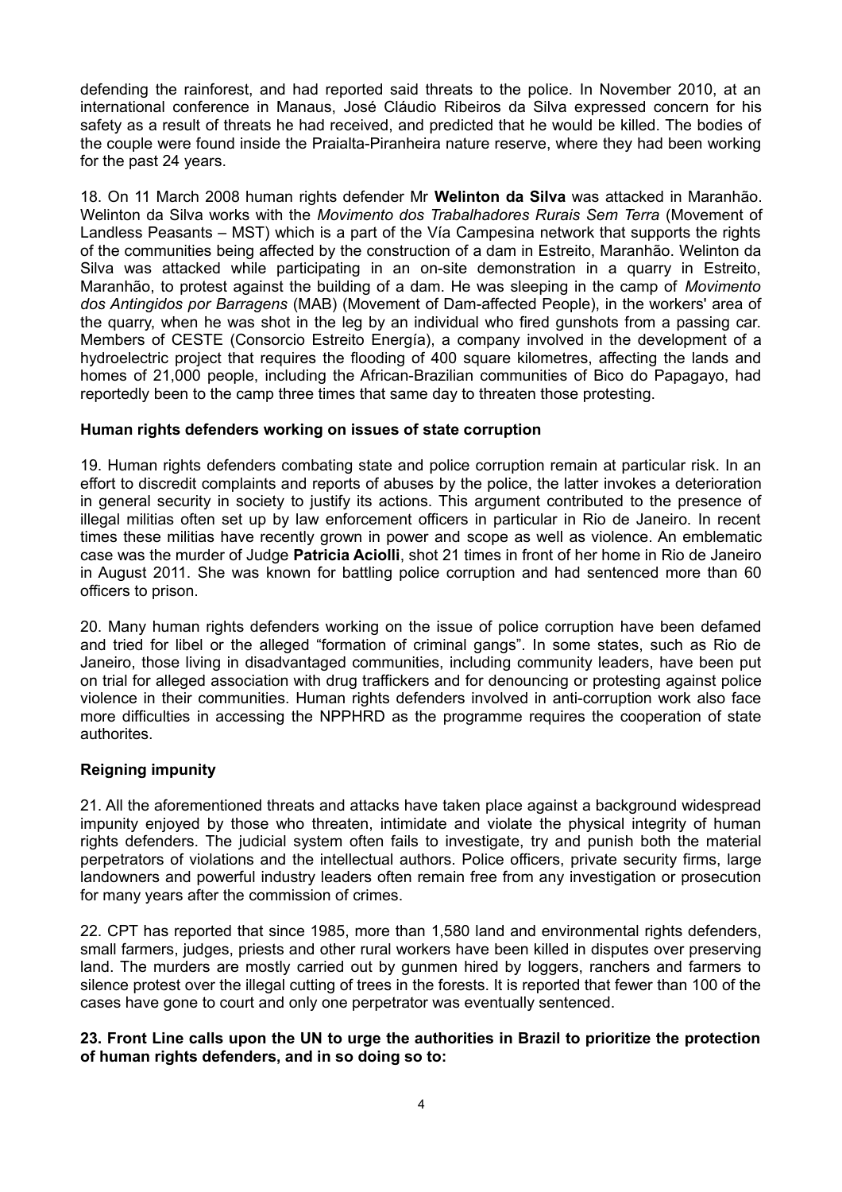defending the rainforest, and had reported said threats to the police. In November 2010, at an international conference in Manaus, José Cláudio Ribeiros da Silva expressed concern for his safety as a result of threats he had received, and predicted that he would be killed. The bodies of the couple were found inside the Praialta-Piranheira nature reserve, where they had been working for the past 24 years.

18. On 11 March 2008 human rights defender Mr **Welinton da Silva** was attacked in Maranhão. Welinton da Silva works with the *Movimento dos Trabalhadores Rurais Sem Terra* (Movement of Landless Peasants – MST) which is a part of the Vía Campesina network that supports the rights of the communities being affected by the construction of a dam in Estreito, Maranhão. Welinton da Silva was attacked while participating in an on-site demonstration in a quarry in Estreito, Maranhão, to protest against the building of a dam. He was sleeping in the camp of *Movimento dos Antingidos por Barragens* (MAB) (Movement of Dam-affected People), in the workers' area of the quarry, when he was shot in the leg by an individual who fired gunshots from a passing car. Members of CESTE (Consorcio Estreito Energía), a company involved in the development of a hydroelectric project that requires the flooding of 400 square kilometres, affecting the lands and homes of 21,000 people, including the African-Brazilian communities of Bico do Papagayo, had reportedly been to the camp three times that same day to threaten those protesting.

**Human rights defenders working on issues of state corruption**

19. Human rights defenders combating state and police corruption remain at particular risk. In an effort to discredit complaints and reports of abuses by the police, the latter invokes a deterioration in general security in society to justify its actions. This argument contributed to the presence of illegal militias often set up by law enforcement officers in particular in Rio de Janeiro. In recent times these militias have recently grown in power and scope as well as violence. An emblematic case was the murder of Judge **Patricia Aciolli**, shot 21 times in front of her home in Rio de Janeiro in August 2011. She was known for battling police corruption and had sentenced more than 60 officers to prison.

20. Many human rights defenders working on the issue of police corruption have been defamed and tried for libel or the alleged "formation of criminal gangs". In some states, such as Rio de Janeiro, those living in disadvantaged communities, including community leaders, have been put on trial for alleged association with drug traffickers and for denouncing or protesting against police violence in their communities. Human rights defenders involved in anti-corruption work also face more difficulties in accessing the NPPHRD as the programme requires the cooperation of state authorites.

**Reigning impunity**

21. All the aforementioned threats and attacks have taken place against a background widespread impunity enjoyed by those who threaten, intimidate and violate the physical integrity of human rights defenders. The judicial system often fails to investigate, try and punish both the material perpetrators of violations and the intellectual authors. Police officers, private security firms, large landowners and powerful industry leaders often remain free from any investigation or prosecution for many years after the commission of crimes.

22. CPT has reported that since 1985, more than 1,580 land and environmental rights defenders, small farmers, judges, priests and other rural workers have been killed in disputes over preserving land. The murders are mostly carried out by gunmen hired by loggers, ranchers and farmers to silence protest over the illegal cutting of trees in the forests. It is reported that fewer than 100 of the cases have gone to court and only one perpetrator was eventually sentenced.

**23. Front Line calls upon the UN to urge the authorities in Brazil to prioritize the protection of human rights defenders, and in so doing so to:**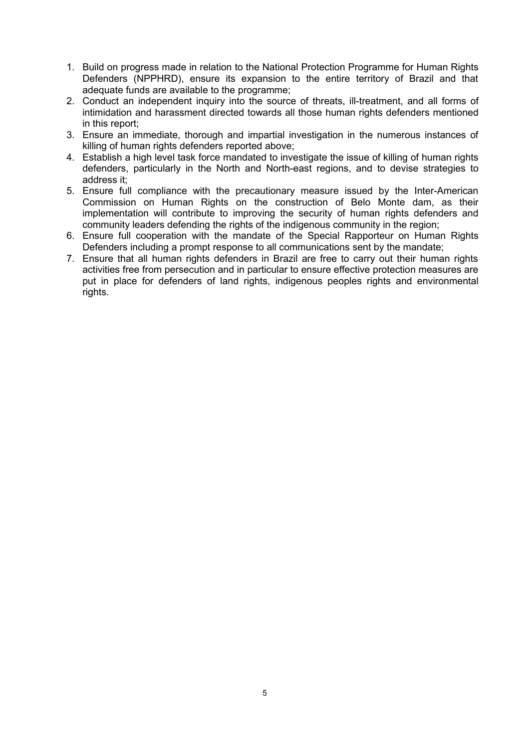1. Build on progress made in relation to the National Protection Programme for Human Rights Defenders (NPPHRD), ensure its expansion to the entire territory of Brazil and that adequate funds are available to the programme;
2. Conduct an independent inquiry into the source of threats, ill-treatment, and all forms of intimidation and harassment directed towards all those human rights defenders mentioned in this report;
3. Ensure an immediate, thorough and impartial investigation in the numerous instances of killing of human rights defenders reported above;
4. Establish a high level task force mandated to investigate the issue of killing of human rights defenders, particularly in the North and North-east regions, and to devise strategies to address it;
5. Ensure full compliance with the precautionary measure issued by the Inter-American Commission on Human Rights on the construction of Belo Monte dam, as their implementation will contribute to improving the security of human rights defenders and community leaders defending the rights of the indigenous community in the region;
6. Ensure full cooperation with the mandate of the Special Rapporteur on Human Rights Defenders including a prompt response to all communications sent by the mandate;
7. Ensure that all human rights defenders in Brazil are free to carry out their human rights activities free from persecution and in particular to ensure effective protection measures are put in place for defenders of land rights, indigenous peoples rights and environmental rights.